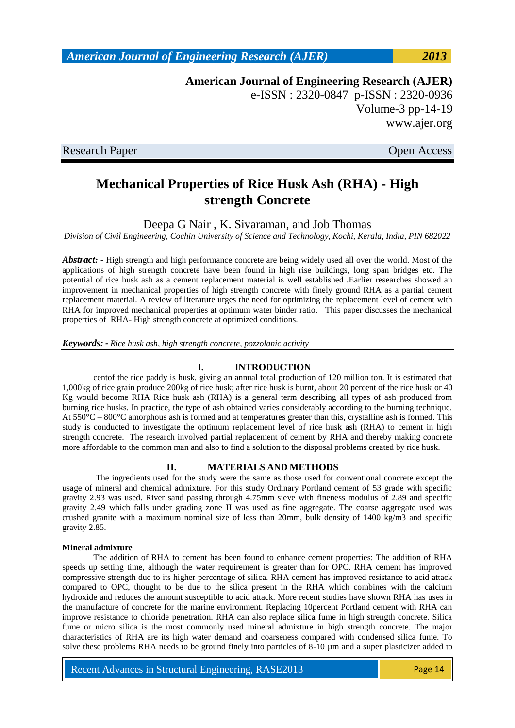**American Journal of Engineering Research (AJER)**
e-ISSN : 2320-0847 p-ISSN : 2320-0936
Volume-3 pp-14-19
www.ajer.org

Research Paper | Open Access

# Mechanical Properties of Rice Husk Ash (RHA) - High strength Concrete

Deepa G Nair , K. Sivaraman, and Job Thomas

*Division of Civil Engineering, Cochin University of Science and Technology, Kochi, Kerala, India, PIN 682022*

***Abstract:*** - High strength and high performance concrete are being widely used all over the world. Most of the applications of high strength concrete have been found in high rise buildings, long span bridges etc. The potential of rice husk ash as a cement replacement material is well established .Earlier researches showed an improvement in mechanical properties of high strength concrete with finely ground RHA as a partial cement replacement material. A review of literature urges the need for optimizing the replacement level of cement with RHA for improved mechanical properties at optimum water binder ratio. This paper discusses the mechanical properties of RHA- High strength concrete at optimized conditions.

***Keywords: -*** *Rice husk ash, high strength concrete, pozzolanic activity*

## I. INTRODUCTION

centof the rice paddy is husk, giving an annual total production of 120 million ton. It is estimated that 1,000kg of rice grain produce 200kg of rice husk; after rice husk is burnt, about 20 percent of the rice husk or 40 Kg would become RHA Rice husk ash (RHA) is a general term describing all types of ash produced from burning rice husks. In practice, the type of ash obtained varies considerably according to the burning technique. At 550°C – 800°C amorphous ash is formed and at temperatures greater than this, crystalline ash is formed. This study is conducted to investigate the optimum replacement level of rice husk ash (RHA) to cement in high strength concrete. The research involved partial replacement of cement by RHA and thereby making concrete more affordable to the common man and also to find a solution to the disposal problems created by rice husk.

## II. MATERIALS AND METHODS

The ingredients used for the study were the same as those used for conventional concrete except the usage of mineral and chemical admixture. For this study Ordinary Portland cement of 53 grade with specific gravity 2.93 was used. River sand passing through 4.75mm sieve with fineness modulus of 2.89 and specific gravity 2.49 which falls under grading zone II was used as fine aggregate. The coarse aggregate used was crushed granite with a maximum nominal size of less than 20mm, bulk density of 1400 kg/m3 and specific gravity 2.85.

**Mineral admixture**

The addition of RHA to cement has been found to enhance cement properties: The addition of RHA speeds up setting time, although the water requirement is greater than for OPC. RHA cement has improved compressive strength due to its higher percentage of silica. RHA cement has improved resistance to acid attack compared to OPC, thought to be due to the silica present in the RHA which combines with the calcium hydroxide and reduces the amount susceptible to acid attack. More recent studies have shown RHA has uses in the manufacture of concrete for the marine environment. Replacing 10percent Portland cement with RHA can improve resistance to chloride penetration. RHA can also replace silica fume in high strength concrete. Silica fume or micro silica is the most commonly used mineral admixture in high strength concrete. The major characteristics of RHA are its high water demand and coarseness compared with condensed silica fume. To solve these problems RHA needs to be ground finely into particles of 8-10 µm and a super plasticizer added to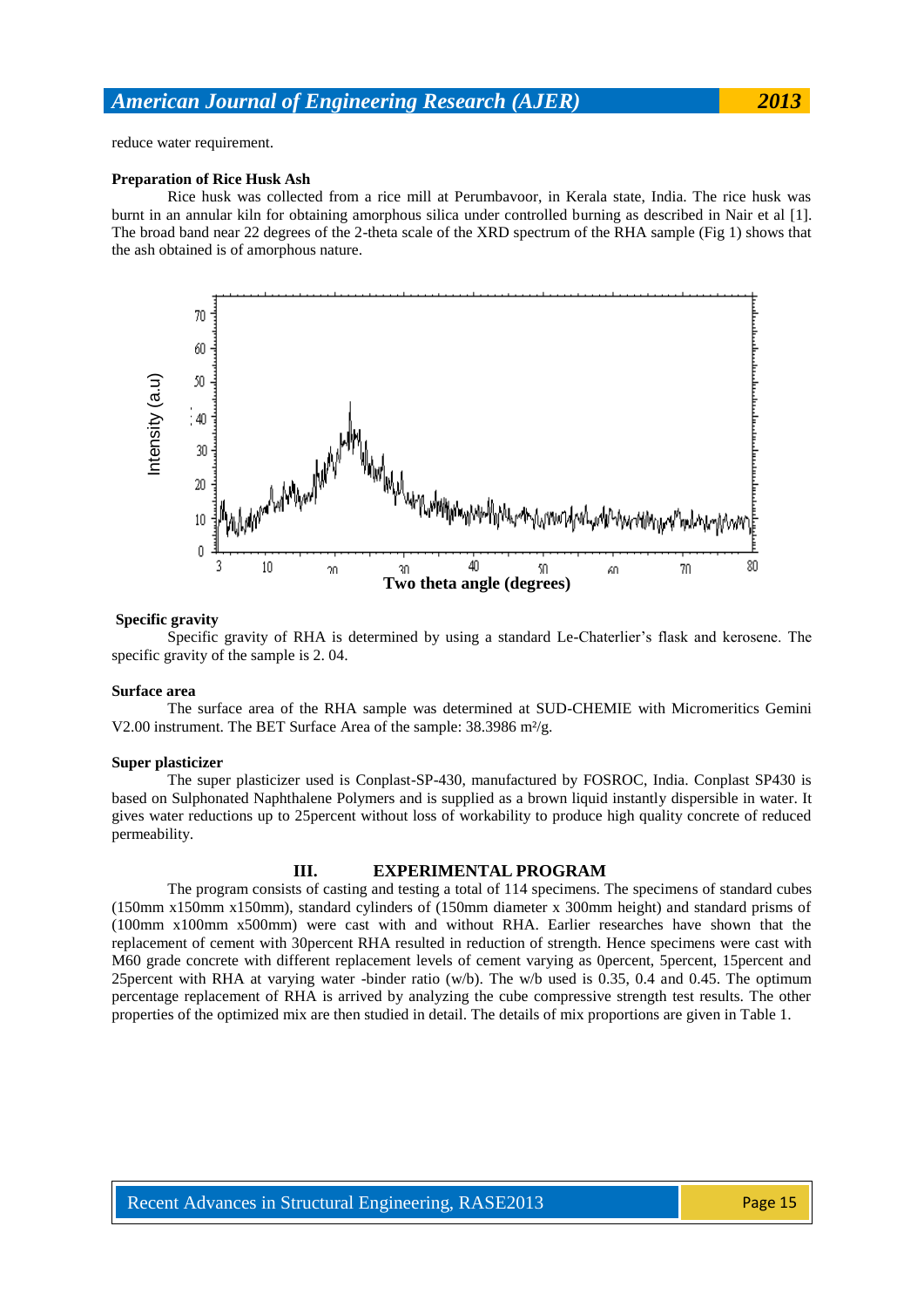reduce water requirement.

**Preparation of Rice Husk Ash**

Rice husk was collected from a rice mill at Perumbavoor, in Kerala state, India. The rice husk was burnt in an annular kiln for obtaining amorphous silica under controlled burning as described in Nair et al [1]. The broad band near 22 degrees of the 2-theta scale of the XRD spectrum of the RHA sample (Fig 1) shows that the ash obtained is of amorphous nature.

**Specific gravity**

Specific gravity of RHA is determined by using a standard Le-Chaterlier's flask and kerosene. The specific gravity of the sample is 2. 04.

**Surface area**

The surface area of the RHA sample was determined at SUD-CHEMIE with Micromeritics Gemini V2.00 instrument. The BET Surface Area of the sample: 38.3986 m²/g.

**Super plasticizer**

The super plasticizer used is Conplast-SP-430, manufactured by FOSROC, India. Conplast SP430 is based on Sulphonated Naphthalene Polymers and is supplied as a brown liquid instantly dispersible in water. It gives water reductions up to 25percent without loss of workability to produce high quality concrete of reduced permeability.

## III. EXPERIMENTAL PROGRAM

The program consists of casting and testing a total of 114 specimens. The specimens of standard cubes (150mm x150mm x150mm), standard cylinders of (150mm diameter x 300mm height) and standard prisms of (100mm x100mm x500mm) were cast with and without RHA. Earlier researches have shown that the replacement of cement with 30percent RHA resulted in reduction of strength. Hence specimens were cast with M60 grade concrete with different replacement levels of cement varying as 0percent, 5percent, 15percent and 25percent with RHA at varying water -binder ratio (w/b). The w/b used is 0.35, 0.4 and 0.45. The optimum percentage replacement of RHA is arrived by analyzing the cube compressive strength test results. The other properties of the optimized mix are then studied in detail. The details of mix proportions are given in Table 1.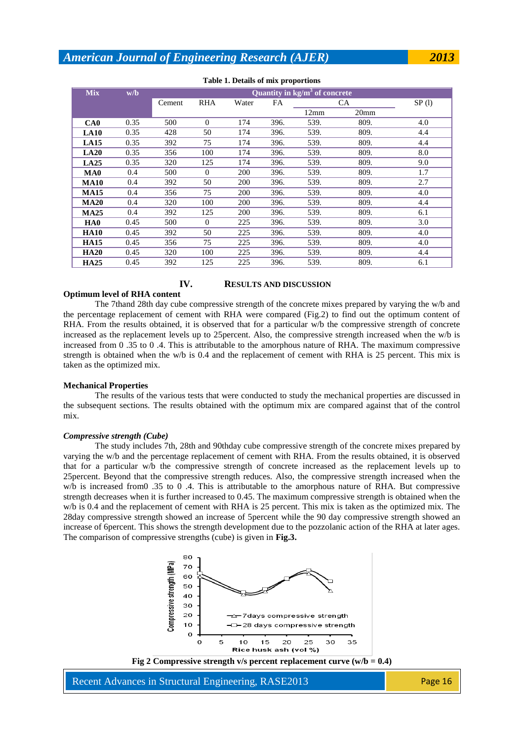**Table 1. Details of mix proportions**

| Mix | w/b | Quantity in kg/m$^3$ of concrete | | | | | | |
|---|---|---|---|---|---|---|---|---|
| | | Cement | RHA | Water | FA | CA | | SP (l) |
| | | | | | | 12mm | 20mm | |
| **CA0** | 0.35 | 500 | 0 | 174 | 396. | 539. | 809. | 4.0 |
| **LA10** | 0.35 | 428 | 50 | 174 | 396. | 539. | 809. | 4.4 |
| **LA15** | 0.35 | 392 | 75 | 174 | 396. | 539. | 809. | 4.4 |
| **LA20** | 0.35 | 356 | 100 | 174 | 396. | 539. | 809. | 8.0 |
| **LA25** | 0.35 | 320 | 125 | 174 | 396. | 539. | 809. | 9.0 |
| **MA0** | 0.4 | 500 | 0 | 200 | 396. | 539. | 809. | 1.7 |
| **MA10** | 0.4 | 392 | 50 | 200 | 396. | 539. | 809. | 2.7 |
| **MA15** | 0.4 | 356 | 75 | 200 | 396. | 539. | 809. | 4.0 |
| **MA20** | 0.4 | 320 | 100 | 200 | 396. | 539. | 809. | 4.4 |
| **MA25** | 0.4 | 392 | 125 | 200 | 396. | 539. | 809. | 6.1 |
| **HA0** | 0.45 | 500 | 0 | 225 | 396. | 539. | 809. | 3.0 |
| **HA10** | 0.45 | 392 | 50 | 225 | 396. | 539. | 809. | 4.0 |
| **HA15** | 0.45 | 356 | 75 | 225 | 396. | 539. | 809. | 4.0 |
| **HA20** | 0.45 | 320 | 100 | 225 | 396. | 539. | 809. | 4.4 |
| **HA25** | 0.45 | 392 | 125 | 225 | 396. | 539. | 809. | 6.1 |

## IV. RESULTS AND DISCUSSION

### Optimum level of RHA content

The 7thand 28th day cube compressive strength of the concrete mixes prepared by varying the w/b and the percentage replacement of cement with RHA were compared (Fig.2) to find out the optimum content of RHA. From the results obtained, it is observed that for a particular w/b the compressive strength of concrete increased as the replacement levels up to 25percent. Also, the compressive strength increased when the w/b is increased from 0 .35 to 0 .4. This is attributable to the amorphous nature of RHA. The maximum compressive strength is obtained when the w/b is 0.4 and the replacement of cement with RHA is 25 percent. This mix is taken as the optimized mix.

### Mechanical Properties

The results of the various tests that were conducted to study the mechanical properties are discussed in the subsequent sections. The results obtained with the optimum mix are compared against that of the control mix.

#### *Compressive strength (Cube)*

The study includes 7th, 28th and 90thday cube compressive strength of the concrete mixes prepared by varying the w/b and the percentage replacement of cement with RHA. From the results obtained, it is observed that for a particular w/b the compressive strength of concrete increased as the replacement levels up to 25percent. Beyond that the compressive strength reduces. Also, the compressive strength increased when the w/b is increased from0 .35 to 0 .4. This is attributable to the amorphous nature of RHA. But compressive strength decreases when it is further increased to 0.45. The maximum compressive strength is obtained when the w/b is 0.4 and the replacement of cement with RHA is 25 percent. This mix is taken as the optimized mix. The 28day compressive strength showed an increase of 5percent while the 90 day compressive strength showed an increase of 6percent. This shows the strength development due to the pozzolanic action of the RHA at later ages. The comparison of compressive strengths (cube) is given in **Fig.3.**

**Fig 2 Compressive strength v/s percent replacement curve (w/b = 0.4)**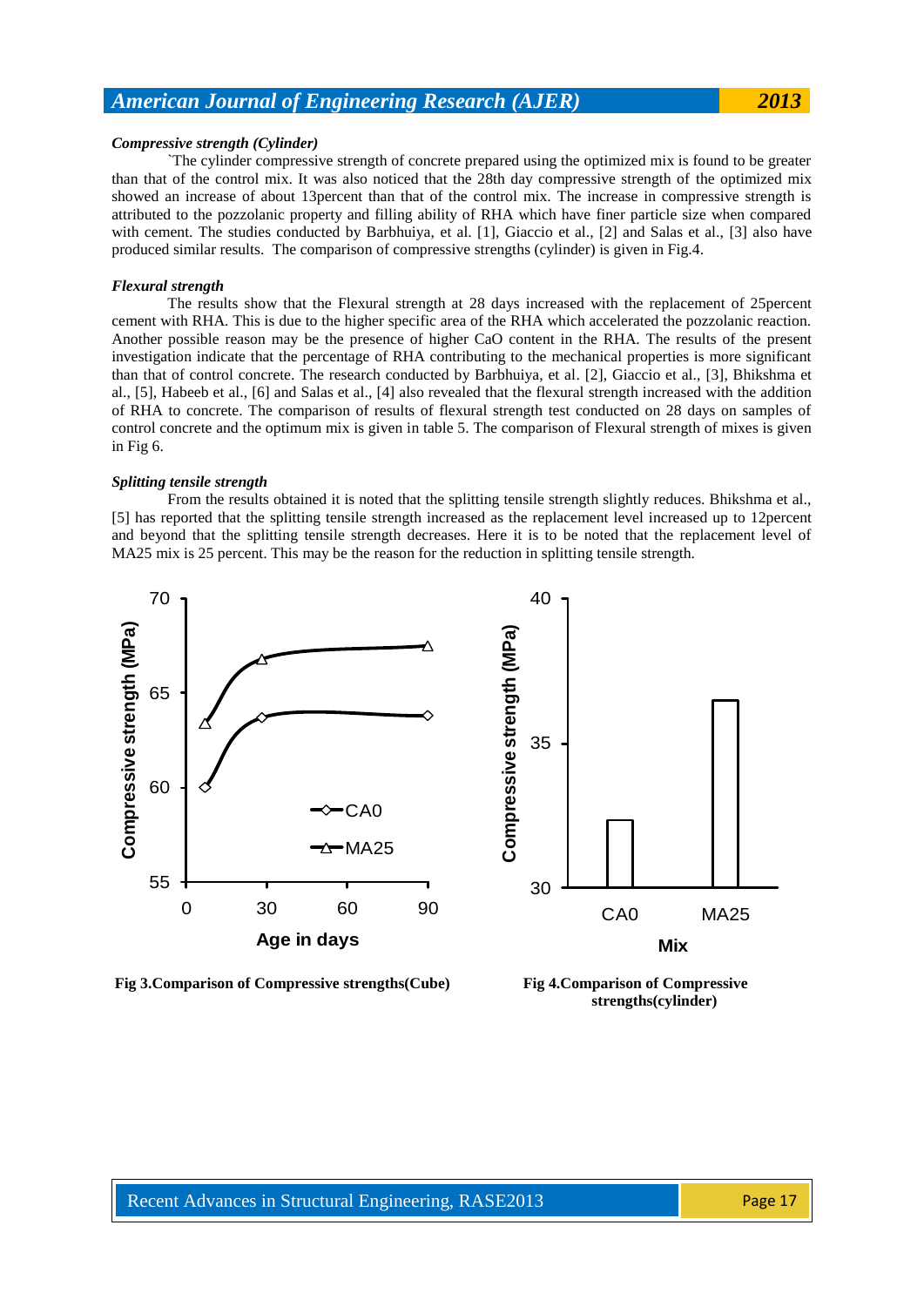***Compressive strength (Cylinder)***

`The cylinder compressive strength of concrete prepared using the optimized mix is found to be greater than that of the control mix. It was also noticed that the 28th day compressive strength of the optimized mix showed an increase of about 13percent than that of the control mix. The increase in compressive strength is attributed to the pozzolanic property and filling ability of RHA which have finer particle size when compared with cement. The studies conducted by Barbhuiya, et al. [1], Giaccio et al., [2] and Salas et al., [3] also have produced similar results. The comparison of compressive strengths (cylinder) is given in Fig.4.

***Flexural strength***

The results show that the Flexural strength at 28 days increased with the replacement of 25percent cement with RHA. This is due to the higher specific area of the RHA which accelerated the pozzolanic reaction. Another possible reason may be the presence of higher CaO content in the RHA. The results of the present investigation indicate that the percentage of RHA contributing to the mechanical properties is more significant than that of control concrete. The research conducted by Barbhuiya, et al. [2], Giaccio et al., [3], Bhikshma et al., [5], Habeeb et al., [6] and Salas et al., [4] also revealed that the flexural strength increased with the addition of RHA to concrete. The comparison of results of flexural strength test conducted on 28 days on samples of control concrete and the optimum mix is given in table 5. The comparison of Flexural strength of mixes is given in Fig 6.

***Splitting tensile strength***

From the results obtained it is noted that the splitting tensile strength slightly reduces. Bhikshma et al., [5] has reported that the splitting tensile strength increased as the replacement level increased up to 12percent and beyond that the splitting tensile strength decreases. Here it is to be noted that the replacement level of MA25 mix is 25 percent. This may be the reason for the reduction in splitting tensile strength.

**Fig 3.Comparison of Compressive strengths(Cube)**

**Fig 4.Comparison of Compressive strengths(cylinder)**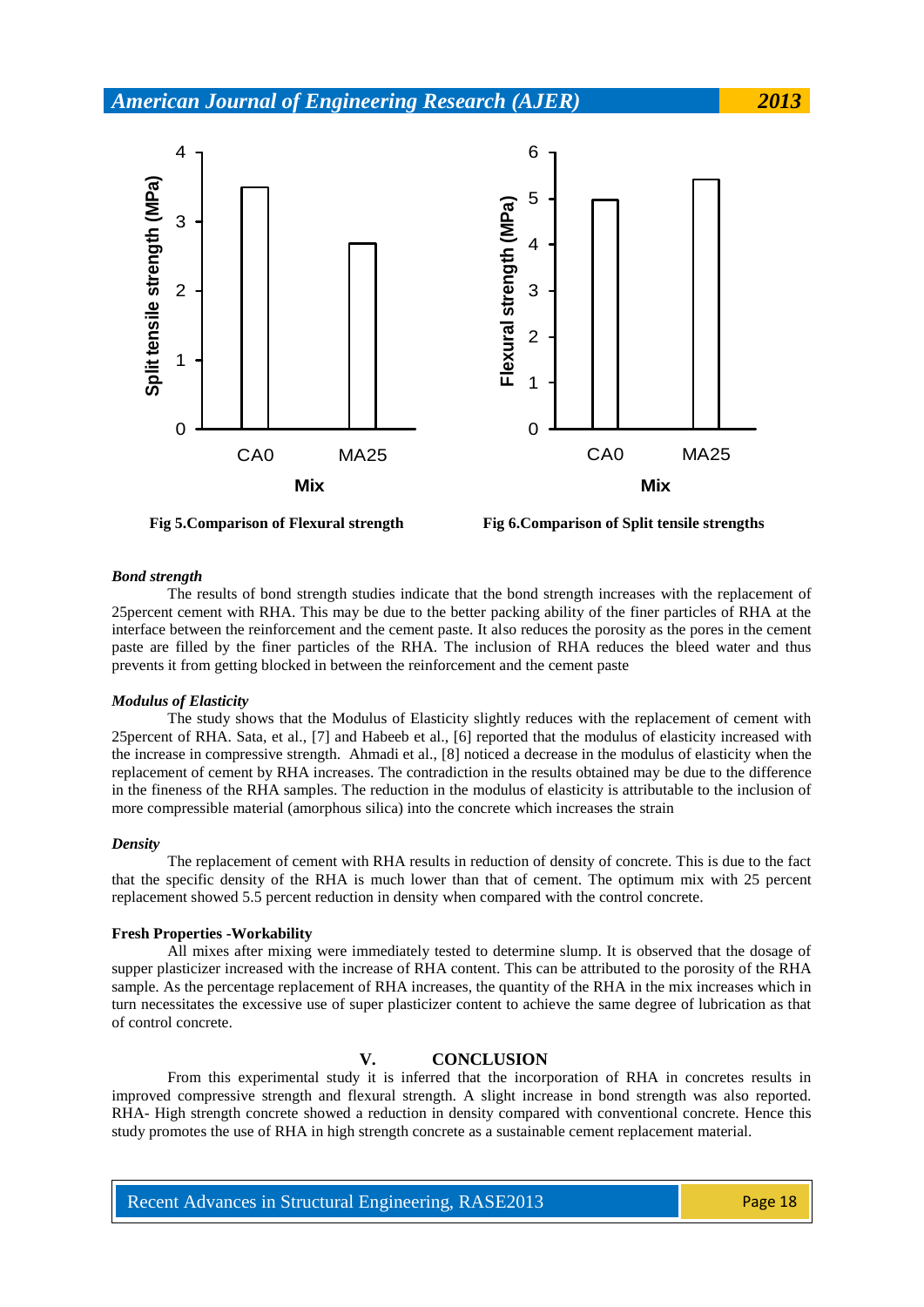Fig 5.Comparison of Flexural strength

Fig 6.Comparison of Split tensile strengths

***Bond strength***

The results of bond strength studies indicate that the bond strength increases with the replacement of 25percent cement with RHA. This may be due to the better packing ability of the finer particles of RHA at the interface between the reinforcement and the cement paste. It also reduces the porosity as the pores in the cement paste are filled by the finer particles of the RHA. The inclusion of RHA reduces the bleed water and thus prevents it from getting blocked in between the reinforcement and the cement paste

***Modulus of Elasticity***

The study shows that the Modulus of Elasticity slightly reduces with the replacement of cement with 25percent of RHA. Sata, et al., [7] and Habeeb et al., [6] reported that the modulus of elasticity increased with the increase in compressive strength. Ahmadi et al., [8] noticed a decrease in the modulus of elasticity when the replacement of cement by RHA increases. The contradiction in the results obtained may be due to the difference in the fineness of the RHA samples. The reduction in the modulus of elasticity is attributable to the inclusion of more compressible material (amorphous silica) into the concrete which increases the strain

***Density***

The replacement of cement with RHA results in reduction of density of concrete. This is due to the fact that the specific density of the RHA is much lower than that of cement. The optimum mix with 25 percent replacement showed 5.5 percent reduction in density when compared with the control concrete.

**Fresh Properties -Workability**

All mixes after mixing were immediately tested to determine slump. It is observed that the dosage of supper plasticizer increased with the increase of RHA content. This can be attributed to the porosity of the RHA sample. As the percentage replacement of RHA increases, the quantity of the RHA in the mix increases which in turn necessitates the excessive use of super plasticizer content to achieve the same degree of lubrication as that of control concrete.

## V. CONCLUSION

From this experimental study it is inferred that the incorporation of RHA in concretes results in improved compressive strength and flexural strength. A slight increase in bond strength was also reported. RHA- High strength concrete showed a reduction in density compared with conventional concrete. Hence this study promotes the use of RHA in high strength concrete as a sustainable cement replacement material.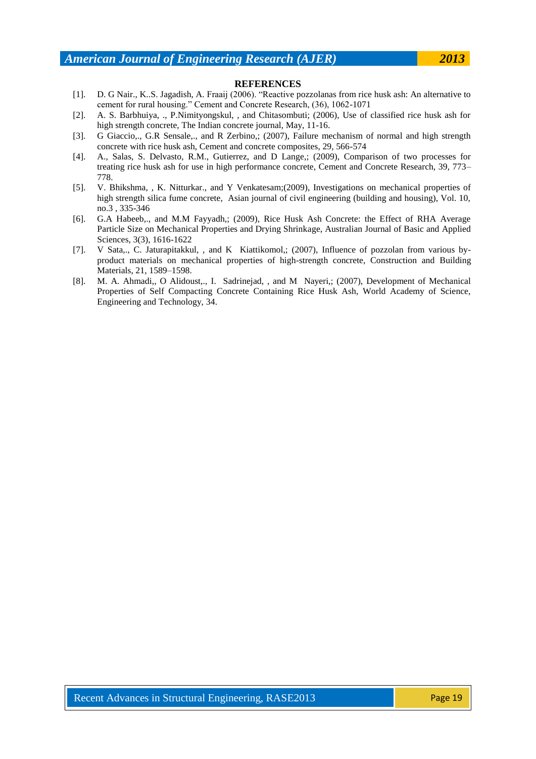## REFERENCES

[1]. D. G Nair., K..S. Jagadish, A. Fraaij (2006). "Reactive pozzolanas from rice husk ash: An alternative to cement for rural housing." Cement and Concrete Research, (36), 1062-1071

[2]. A. S. Barbhuiya, ., P.Nimityongskul, , and Chitasombuti; (2006), Use of classified rice husk ash for high strength concrete, The Indian concrete journal, May, 11-16.

[3]. G Giaccio,., G.R Sensale,., and R Zerbino,; (2007), Failure mechanism of normal and high strength concrete with rice husk ash, Cement and concrete composites, 29, 566-574

[4]. A., Salas, S. Delvasto, R.M., Gutierrez, and D Lange,; (2009), Comparison of two processes for treating rice husk ash for use in high performance concrete, Cement and Concrete Research, 39, 773–778.

[5]. V. Bhikshma, , K. Nitturkar., and Y Venkatesam;(2009), Investigations on mechanical properties of high strength silica fume concrete, Asian journal of civil engineering (building and housing), Vol. 10, no.3 , 335-346

[6]. G.A Habeeb,., and M.M Fayyadh,; (2009), Rice Husk Ash Concrete: the Effect of RHA Average Particle Size on Mechanical Properties and Drying Shrinkage, Australian Journal of Basic and Applied Sciences, 3(3), 1616-1622

[7]. V Sata,., C. Jaturapitakkul, , and K Kiattikomol,; (2007), Influence of pozzolan from various by-product materials on mechanical properties of high-strength concrete, Construction and Building Materials, 21, 1589–1598.

[8]. M. A. Ahmadi,, O Alidoust,., I. Sadrinejad, , and M Nayeri,; (2007), Development of Mechanical Properties of Self Compacting Concrete Containing Rice Husk Ash, World Academy of Science, Engineering and Technology, 34.